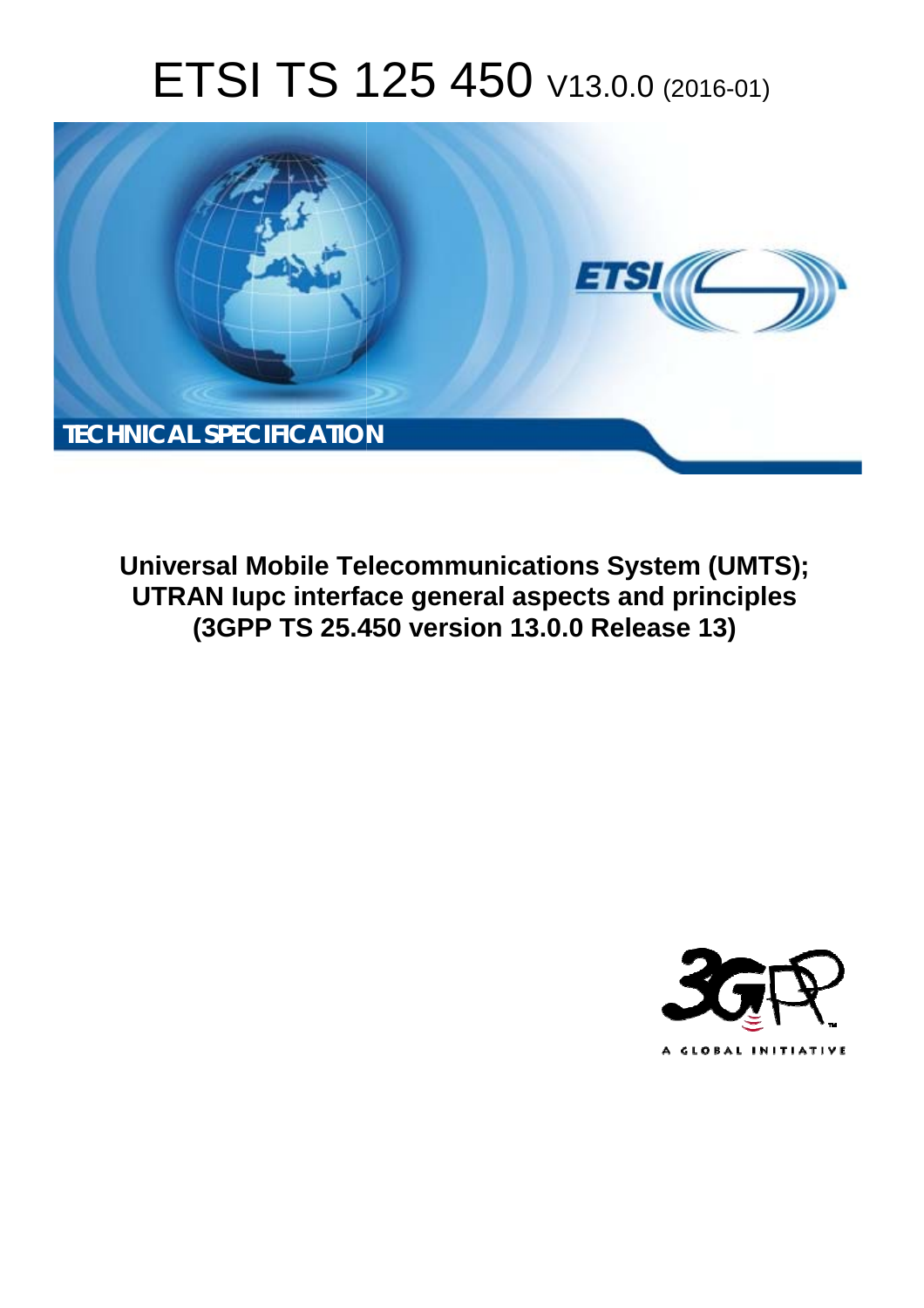# ETSI TS 125 450 V13.0.0 (2016-01)

TECHNICAL SPECIFICATION

**Universal Mobile Telecommunications System (UMTS); UTRAN Iupc interface general aspects and principles (3GPP TS 25.450 version 13.0.0 Release 13)**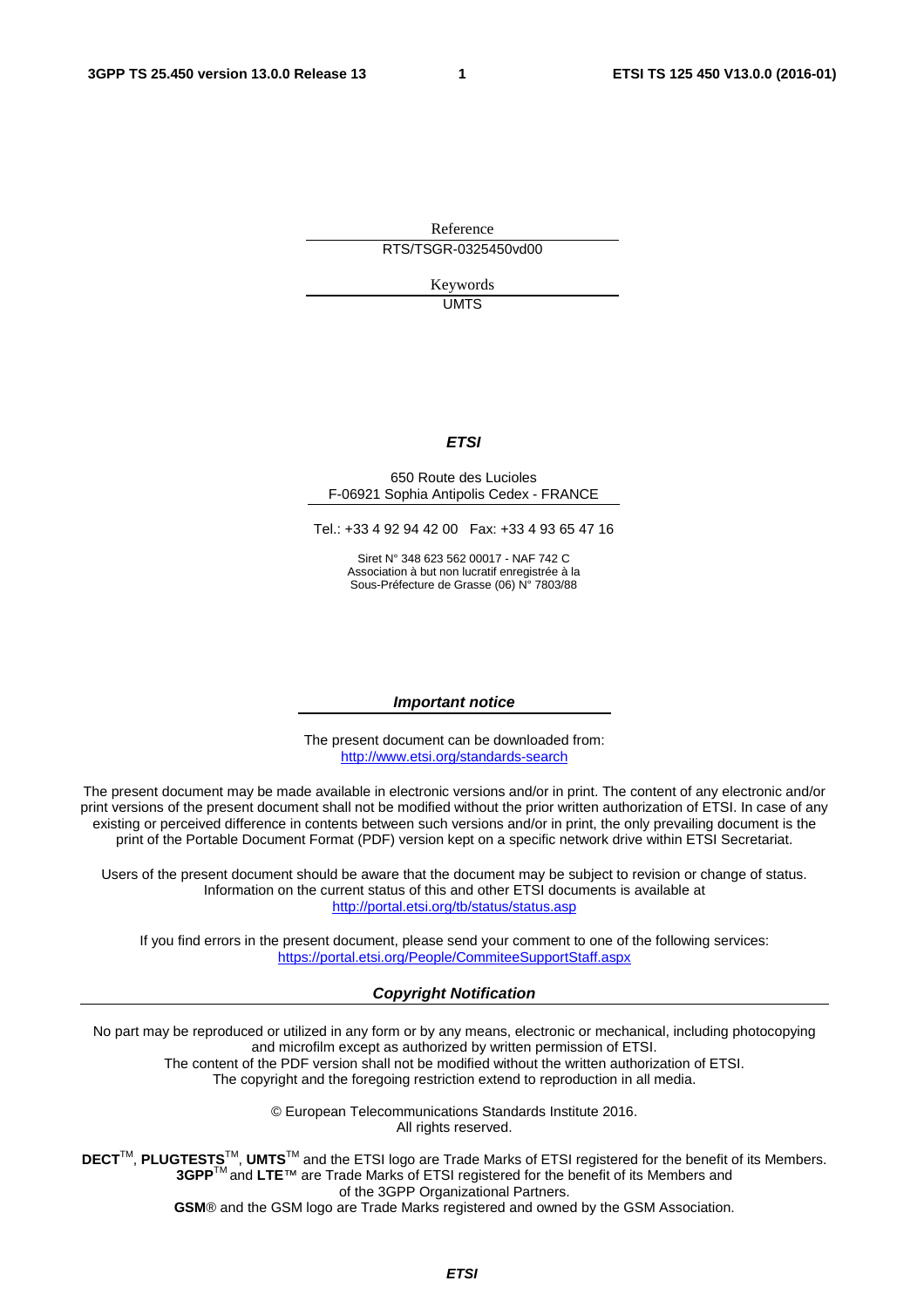Reference

RTS/TSGR-0325450vd00

Keywords

UMTS

***ETSI***

650 Route des Lucioles
F-06921 Sophia Antipolis Cedex - FRANCE

Tel.: +33 4 92 94 42 00 Fax: +33 4 93 65 47 16

Siret N° 348 623 562 00017 - NAF 742 C
Association à but non lucratif enregistrée à la
Sous-Préfecture de Grasse (06) N° 7803/88

***Important notice***

The present document can be downloaded from:
http://www.etsi.org/standards-search

The present document may be made available in electronic versions and/or in print. The content of any electronic and/or print versions of the present document shall not be modified without the prior written authorization of ETSI. In case of any existing or perceived difference in contents between such versions and/or in print, the only prevailing document is the print of the Portable Document Format (PDF) version kept on a specific network drive within ETSI Secretariat.

Users of the present document should be aware that the document may be subject to revision or change of status. Information on the current status of this and other ETSI documents is available at
http://portal.etsi.org/tb/status/status.asp

If you find errors in the present document, please send your comment to one of the following services:
https://portal.etsi.org/People/CommiteeSupportStaff.aspx

***Copyright Notification***

No part may be reproduced or utilized in any form or by any means, electronic or mechanical, including photocopying and microfilm except as authorized by written permission of ETSI.
The content of the PDF version shall not be modified without the written authorization of ETSI.
The copyright and the foregoing restriction extend to reproduction in all media.

© European Telecommunications Standards Institute 2016.
All rights reserved.

**DECT**™, **PLUGTESTS**™, **UMTS**™ and the ETSI logo are Trade Marks of ETSI registered for the benefit of its Members.
**3GPP**™ and **LTE**™ are Trade Marks of ETSI registered for the benefit of its Members and of the 3GPP Organizational Partners.
**GSM**® and the GSM logo are Trade Marks registered and owned by the GSM Association.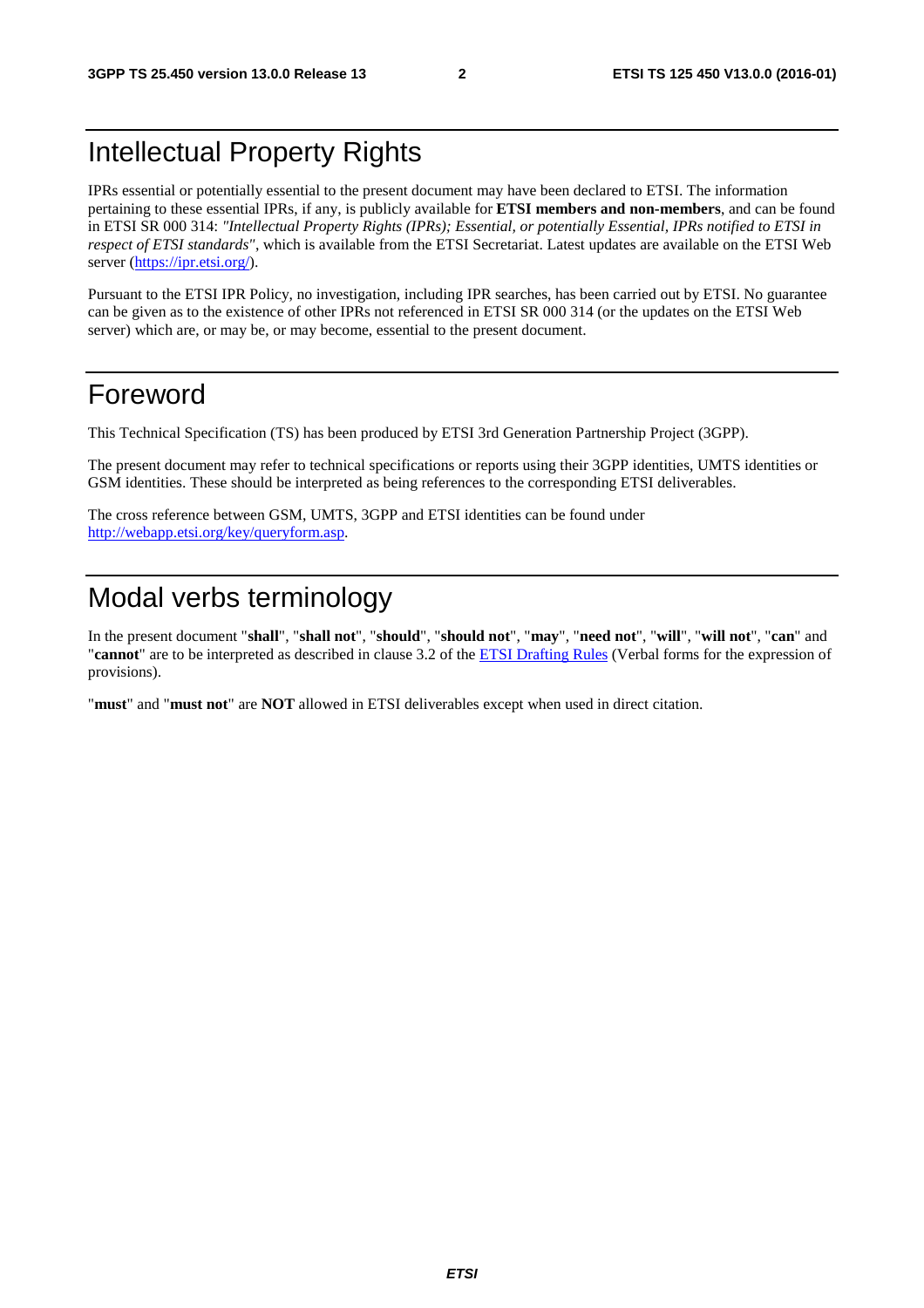# Intellectual Property Rights

IPRs essential or potentially essential to the present document may have been declared to ETSI. The information pertaining to these essential IPRs, if any, is publicly available for **ETSI members and non-members**, and can be found in ETSI SR 000 314: *"Intellectual Property Rights (IPRs); Essential, or potentially Essential, IPRs notified to ETSI in respect of ETSI standards"*, which is available from the ETSI Secretariat. Latest updates are available on the ETSI Web server (https://ipr.etsi.org/).

Pursuant to the ETSI IPR Policy, no investigation, including IPR searches, has been carried out by ETSI. No guarantee can be given as to the existence of other IPRs not referenced in ETSI SR 000 314 (or the updates on the ETSI Web server) which are, or may be, or may become, essential to the present document.

# Foreword

This Technical Specification (TS) has been produced by ETSI 3rd Generation Partnership Project (3GPP).

The present document may refer to technical specifications or reports using their 3GPP identities, UMTS identities or GSM identities. These should be interpreted as being references to the corresponding ETSI deliverables.

The cross reference between GSM, UMTS, 3GPP and ETSI identities can be found under http://webapp.etsi.org/key/queryform.asp.

# Modal verbs terminology

In the present document "**shall**", "**shall not**", "**should**", "**should not**", "**may**", "**need not**", "**will**", "**will not**", "**can**" and "**cannot**" are to be interpreted as described in clause 3.2 of the ETSI Drafting Rules (Verbal forms for the expression of provisions).

"**must**" and "**must not**" are **NOT** allowed in ETSI deliverables except when used in direct citation.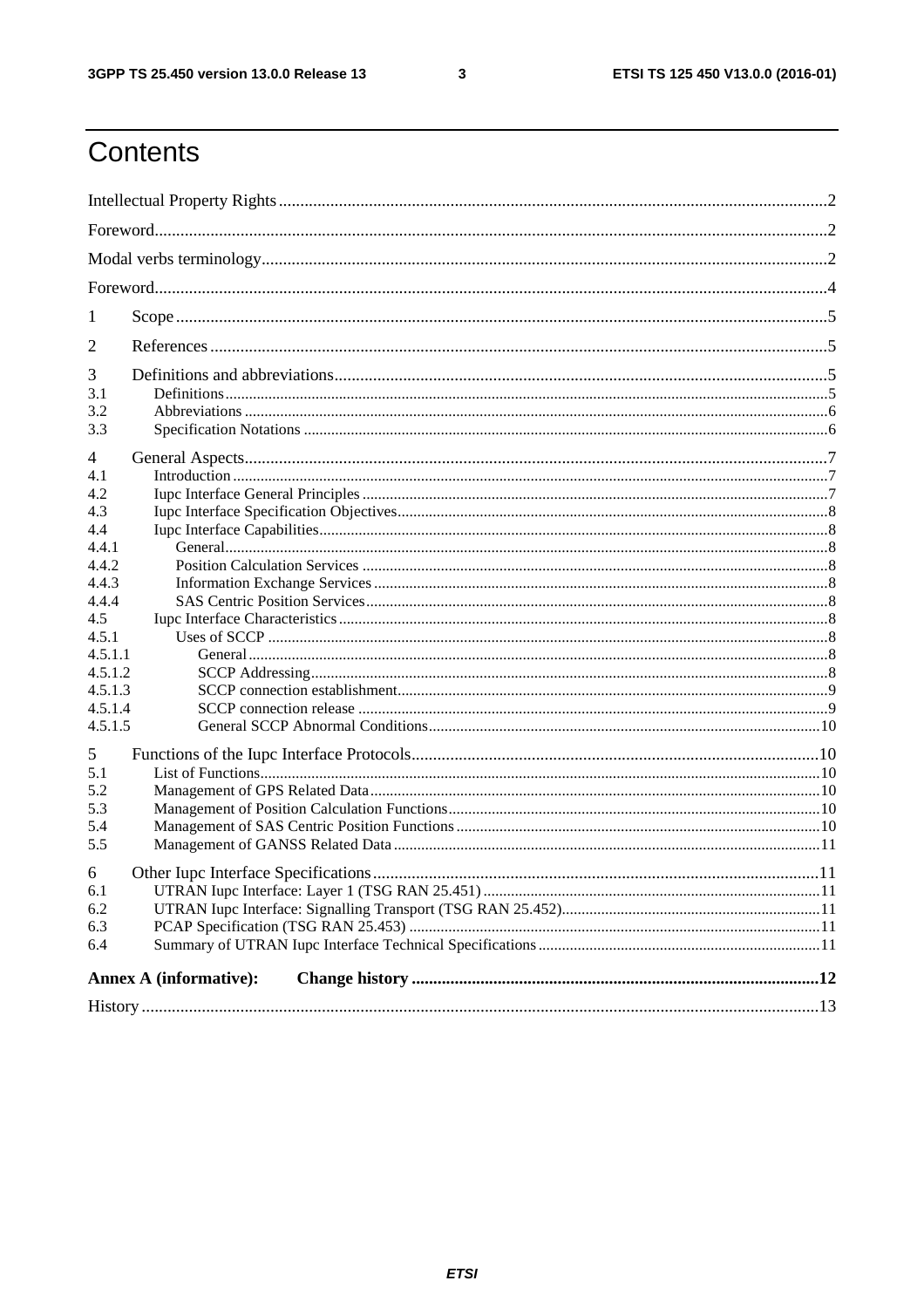# Contents

Intellectual Property Rights ..... 2

Foreword ..... 2

Modal verbs terminology ..... 2

Foreword ..... 4

1 Scope ..... 5

2 References ..... 5

3 Definitions and abbreviations ..... 5
- 3.1 Definitions ..... 5
- 3.2 Abbreviations ..... 6
- 3.3 Specification Notations ..... 6

4 General Aspects ..... 7
- 4.1 Introduction ..... 7
- 4.2 Iupc Interface General Principles ..... 7
- 4.3 Iupc Interface Specification Objectives ..... 8
- 4.4 Iupc Interface Capabilities ..... 8
  - 4.4.1 General ..... 8
  - 4.4.2 Position Calculation Services ..... 8
  - 4.4.3 Information Exchange Services ..... 8
  - 4.4.4 SAS Centric Position Services ..... 8
- 4.5 Iupc Interface Characteristics ..... 8
  - 4.5.1 Uses of SCCP ..... 8
    - 4.5.1.1 General ..... 8
    - 4.5.1.2 SCCP Addressing ..... 8
    - 4.5.1.3 SCCP connection establishment ..... 9
    - 4.5.1.4 SCCP connection release ..... 9
    - 4.5.1.5 General SCCP Abnormal Conditions ..... 10

5 Functions of the Iupc Interface Protocols ..... 10
- 5.1 List of Functions ..... 10
- 5.2 Management of GPS Related Data ..... 10
- 5.3 Management of Position Calculation Functions ..... 10
- 5.4 Management of SAS Centric Position Functions ..... 10
- 5.5 Management of GANSS Related Data ..... 11

6 Other Iupc Interface Specifications ..... 11
- 6.1 UTRAN Iupc Interface: Layer 1 (TSG RAN 25.451) ..... 11
- 6.2 UTRAN Iupc Interface: Signalling Transport (TSG RAN 25.452) ..... 11
- 6.3 PCAP Specification (TSG RAN 25.453) ..... 11
- 6.4 Summary of UTRAN Iupc Interface Technical Specifications ..... 11

**Annex A (informative): Change history ..... 12**

History ..... 13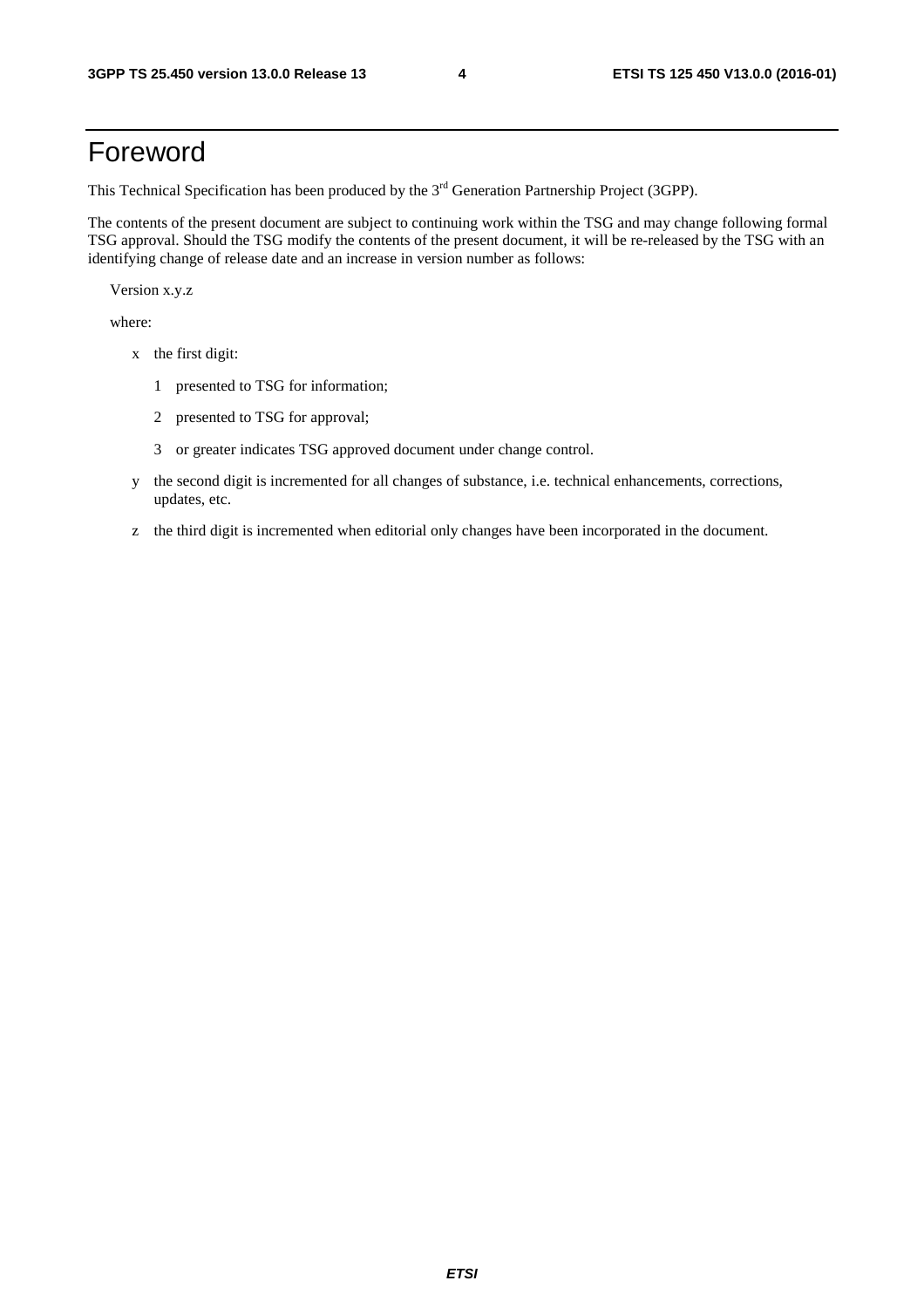# Foreword

This Technical Specification has been produced by the 3rd Generation Partnership Project (3GPP).

The contents of the present document are subject to continuing work within the TSG and may change following formal TSG approval. Should the TSG modify the contents of the present document, it will be re-released by the TSG with an identifying change of release date and an increase in version number as follows:

Version x.y.z

where:

- x the first digit:
  - 1 presented to TSG for information;
  - 2 presented to TSG for approval;
  - 3 or greater indicates TSG approved document under change control.
- y the second digit is incremented for all changes of substance, i.e. technical enhancements, corrections, updates, etc.
- z the third digit is incremented when editorial only changes have been incorporated in the document.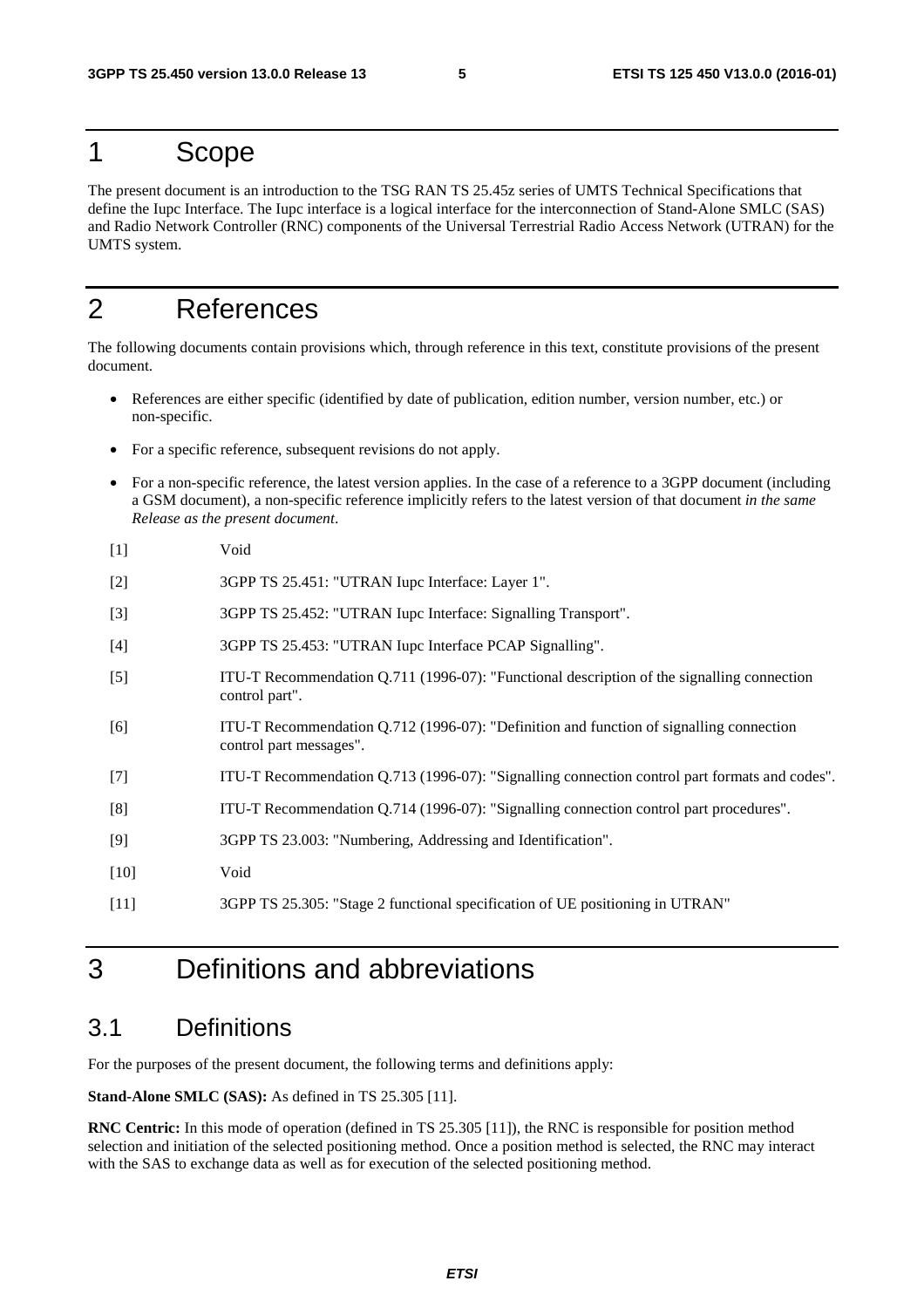# 1 Scope

The present document is an introduction to the TSG RAN TS 25.45z series of UMTS Technical Specifications that define the Iupc Interface. The Iupc interface is a logical interface for the interconnection of Stand-Alone SMLC (SAS) and Radio Network Controller (RNC) components of the Universal Terrestrial Radio Access Network (UTRAN) for the UMTS system.

# 2 References

The following documents contain provisions which, through reference in this text, constitute provisions of the present document.

- References are either specific (identified by date of publication, edition number, version number, etc.) or non-specific.
- For a specific reference, subsequent revisions do not apply.
- For a non-specific reference, the latest version applies. In the case of a reference to a 3GPP document (including a GSM document), a non-specific reference implicitly refers to the latest version of that document *in the same Release as the present document*.

[1] Void

[2] 3GPP TS 25.451: "UTRAN Iupc Interface: Layer 1".

[3] 3GPP TS 25.452: "UTRAN Iupc Interface: Signalling Transport".

[4] 3GPP TS 25.453: "UTRAN Iupc Interface PCAP Signalling".

[5] ITU-T Recommendation Q.711 (1996-07): "Functional description of the signalling connection control part".

[6] ITU-T Recommendation Q.712 (1996-07): "Definition and function of signalling connection control part messages".

[7] ITU-T Recommendation Q.713 (1996-07): "Signalling connection control part formats and codes".

[8] ITU-T Recommendation Q.714 (1996-07): "Signalling connection control part procedures".

[9] 3GPP TS 23.003: "Numbering, Addressing and Identification".

[10] Void

[11] 3GPP TS 25.305: "Stage 2 functional specification of UE positioning in UTRAN"

# 3 Definitions and abbreviations

## 3.1 Definitions

For the purposes of the present document, the following terms and definitions apply:

**Stand-Alone SMLC (SAS):** As defined in TS 25.305 [11].

**RNC Centric:** In this mode of operation (defined in TS 25.305 [11]), the RNC is responsible for position method selection and initiation of the selected positioning method. Once a position method is selected, the RNC may interact with the SAS to exchange data as well as for execution of the selected positioning method.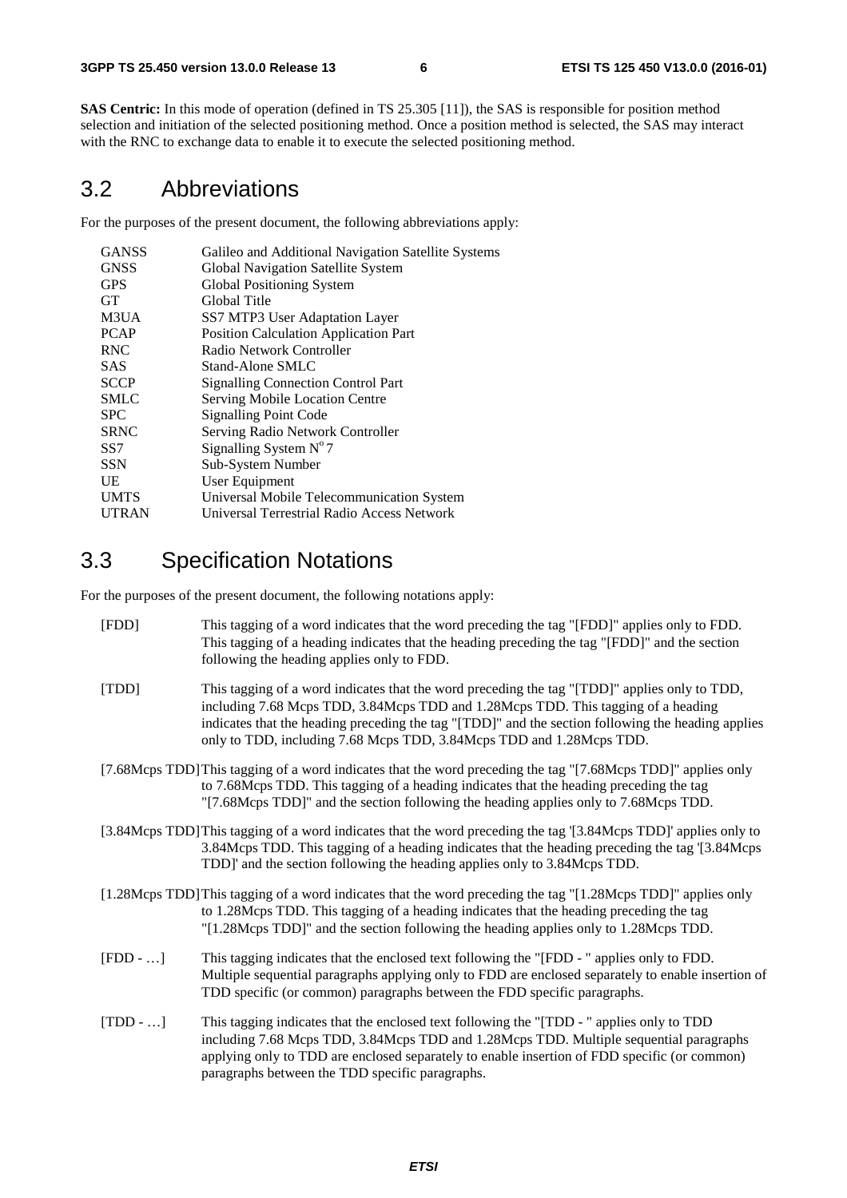**SAS Centric:** In this mode of operation (defined in TS 25.305 [11]), the SAS is responsible for position method selection and initiation of the selected positioning method. Once a position method is selected, the SAS may interact with the RNC to exchange data to enable it to execute the selected positioning method.

## 3.2 Abbreviations

For the purposes of the present document, the following abbreviations apply:

| | |
|---|---|
| GANSS | Galileo and Additional Navigation Satellite Systems |
| GNSS | Global Navigation Satellite System |
| GPS | Global Positioning System |
| GT | Global Title |
| M3UA | SS7 MTP3 User Adaptation Layer |
| PCAP | Position Calculation Application Part |
| RNC | Radio Network Controller |
| SAS | Stand-Alone SMLC |
| SCCP | Signalling Connection Control Part |
| SMLC | Serving Mobile Location Centre |
| SPC | Signalling Point Code |
| SRNC | Serving Radio Network Controller |
| SS7 | Signalling System N°7 |
| SSN | Sub-System Number |
| UE | User Equipment |
| UMTS | Universal Mobile Telecommunication System |
| UTRAN | Universal Terrestrial Radio Access Network |

## 3.3 Specification Notations

For the purposes of the present document, the following notations apply:

[FDD] This tagging of a word indicates that the word preceding the tag "[FDD]" applies only to FDD. This tagging of a heading indicates that the heading preceding the tag "[FDD]" and the section following the heading applies only to FDD.

[TDD] This tagging of a word indicates that the word preceding the tag "[TDD]" applies only to TDD, including 7.68 Mcps TDD, 3.84Mcps TDD and 1.28Mcps TDD. This tagging of a heading indicates that the heading preceding the tag "[TDD]" and the section following the heading applies only to TDD, including 7.68 Mcps TDD, 3.84Mcps TDD and 1.28Mcps TDD.

[7.68Mcps TDD] This tagging of a word indicates that the word preceding the tag "[7.68Mcps TDD]" applies only to 7.68Mcps TDD. This tagging of a heading indicates that the heading preceding the tag "[7.68Mcps TDD]" and the section following the heading applies only to 7.68Mcps TDD.

[3.84Mcps TDD] This tagging of a word indicates that the word preceding the tag '[3.84Mcps TDD]' applies only to 3.84Mcps TDD. This tagging of a heading indicates that the heading preceding the tag '[3.84Mcps TDD]' and the section following the heading applies only to 3.84Mcps TDD.

[1.28Mcps TDD] This tagging of a word indicates that the word preceding the tag "[1.28Mcps TDD]" applies only to 1.28Mcps TDD. This tagging of a heading indicates that the heading preceding the tag "[1.28Mcps TDD]" and the section following the heading applies only to 1.28Mcps TDD.

[FDD - …] This tagging indicates that the enclosed text following the "[FDD - " applies only to FDD. Multiple sequential paragraphs applying only to FDD are enclosed separately to enable insertion of TDD specific (or common) paragraphs between the FDD specific paragraphs.

[TDD - …] This tagging indicates that the enclosed text following the "[TDD - " applies only to TDD including 7.68 Mcps TDD, 3.84Mcps TDD and 1.28Mcps TDD. Multiple sequential paragraphs applying only to TDD are enclosed separately to enable insertion of FDD specific (or common) paragraphs between the TDD specific paragraphs.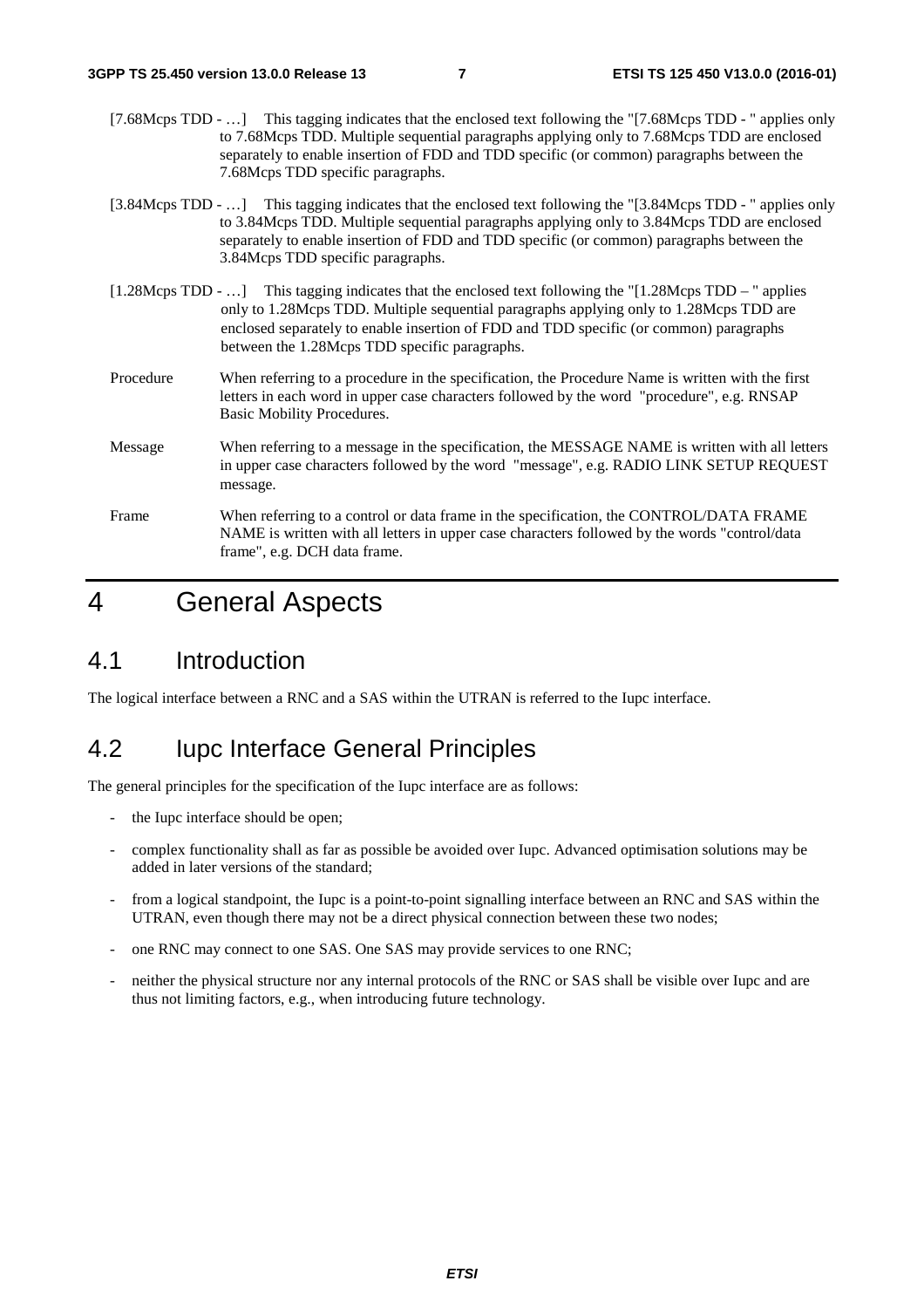[7.68Mcps TDD - …] This tagging indicates that the enclosed text following the "[7.68Mcps TDD - " applies only to 7.68Mcps TDD. Multiple sequential paragraphs applying only to 7.68Mcps TDD are enclosed separately to enable insertion of FDD and TDD specific (or common) paragraphs between the 7.68Mcps TDD specific paragraphs.

[3.84Mcps TDD - …] This tagging indicates that the enclosed text following the "[3.84Mcps TDD - " applies only to 3.84Mcps TDD. Multiple sequential paragraphs applying only to 3.84Mcps TDD are enclosed separately to enable insertion of FDD and TDD specific (or common) paragraphs between the 3.84Mcps TDD specific paragraphs.

[1.28Mcps TDD - …] This tagging indicates that the enclosed text following the "[1.28Mcps TDD – " applies only to 1.28Mcps TDD. Multiple sequential paragraphs applying only to 1.28Mcps TDD are enclosed separately to enable insertion of FDD and TDD specific (or common) paragraphs between the 1.28Mcps TDD specific paragraphs.

Procedure When referring to a procedure in the specification, the Procedure Name is written with the first letters in each word in upper case characters followed by the word "procedure", e.g. RNSAP Basic Mobility Procedures.

Message When referring to a message in the specification, the MESSAGE NAME is written with all letters in upper case characters followed by the word "message", e.g. RADIO LINK SETUP REQUEST message.

Frame When referring to a control or data frame in the specification, the CONTROL/DATA FRAME NAME is written with all letters in upper case characters followed by the words "control/data frame", e.g. DCH data frame.

# 4 General Aspects

## 4.1 Introduction

The logical interface between a RNC and a SAS within the UTRAN is referred to the Iupc interface.

## 4.2 Iupc Interface General Principles

The general principles for the specification of the Iupc interface are as follows:

- the Iupc interface should be open;
- complex functionality shall as far as possible be avoided over Iupc. Advanced optimisation solutions may be added in later versions of the standard;
- from a logical standpoint, the Iupc is a point-to-point signalling interface between an RNC and SAS within the UTRAN, even though there may not be a direct physical connection between these two nodes;
- one RNC may connect to one SAS. One SAS may provide services to one RNC;
- neither the physical structure nor any internal protocols of the RNC or SAS shall be visible over Iupc and are thus not limiting factors, e.g., when introducing future technology.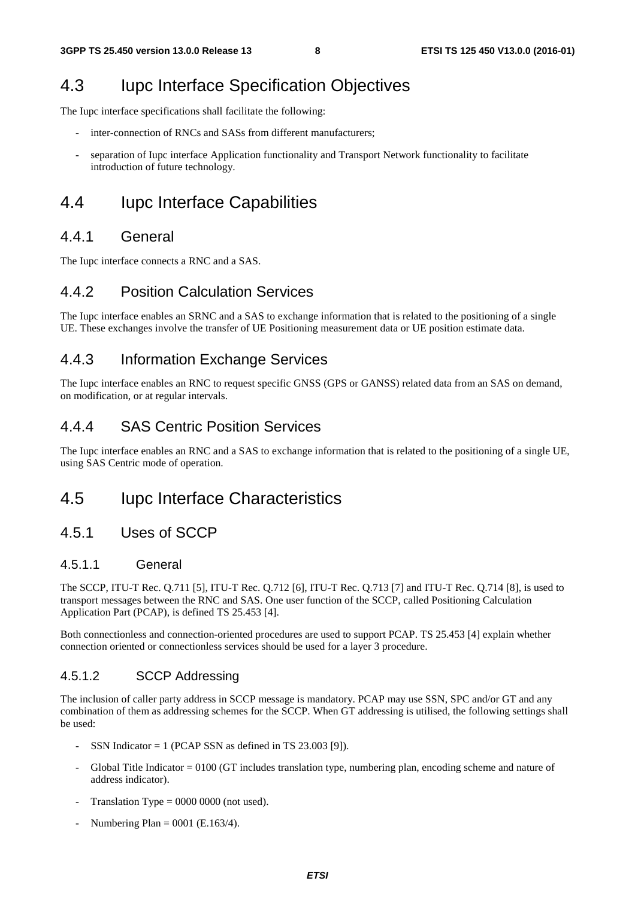# 4.3 Iupc Interface Specification Objectives

The Iupc interface specifications shall facilitate the following:

- inter-connection of RNCs and SASs from different manufacturers;
- separation of Iupc interface Application functionality and Transport Network functionality to facilitate introduction of future technology.

# 4.4 Iupc Interface Capabilities

## 4.4.1 General

The Iupc interface connects a RNC and a SAS.

## 4.4.2 Position Calculation Services

The Iupc interface enables an SRNC and a SAS to exchange information that is related to the positioning of a single UE. These exchanges involve the transfer of UE Positioning measurement data or UE position estimate data.

## 4.4.3 Information Exchange Services

The Iupc interface enables an RNC to request specific GNSS (GPS or GANSS) related data from an SAS on demand, on modification, or at regular intervals.

## 4.4.4 SAS Centric Position Services

The Iupc interface enables an RNC and a SAS to exchange information that is related to the positioning of a single UE, using SAS Centric mode of operation.

# 4.5 Iupc Interface Characteristics

## 4.5.1 Uses of SCCP

### 4.5.1.1 General

The SCCP, ITU-T Rec. Q.711 [5], ITU-T Rec. Q.712 [6], ITU-T Rec. Q.713 [7] and ITU-T Rec. Q.714 [8], is used to transport messages between the RNC and SAS. One user function of the SCCP, called Positioning Calculation Application Part (PCAP), is defined TS 25.453 [4].

Both connectionless and connection-oriented procedures are used to support PCAP. TS 25.453 [4] explain whether connection oriented or connectionless services should be used for a layer 3 procedure.

### 4.5.1.2 SCCP Addressing

The inclusion of caller party address in SCCP message is mandatory. PCAP may use SSN, SPC and/or GT and any combination of them as addressing schemes for the SCCP. When GT addressing is utilised, the following settings shall be used:

- SSN Indicator = 1 (PCAP SSN as defined in TS 23.003 [9]).
- Global Title Indicator = 0100 (GT includes translation type, numbering plan, encoding scheme and nature of address indicator).
- Translation Type = 0000 0000 (not used).
- Numbering Plan = 0001 (E.163/4).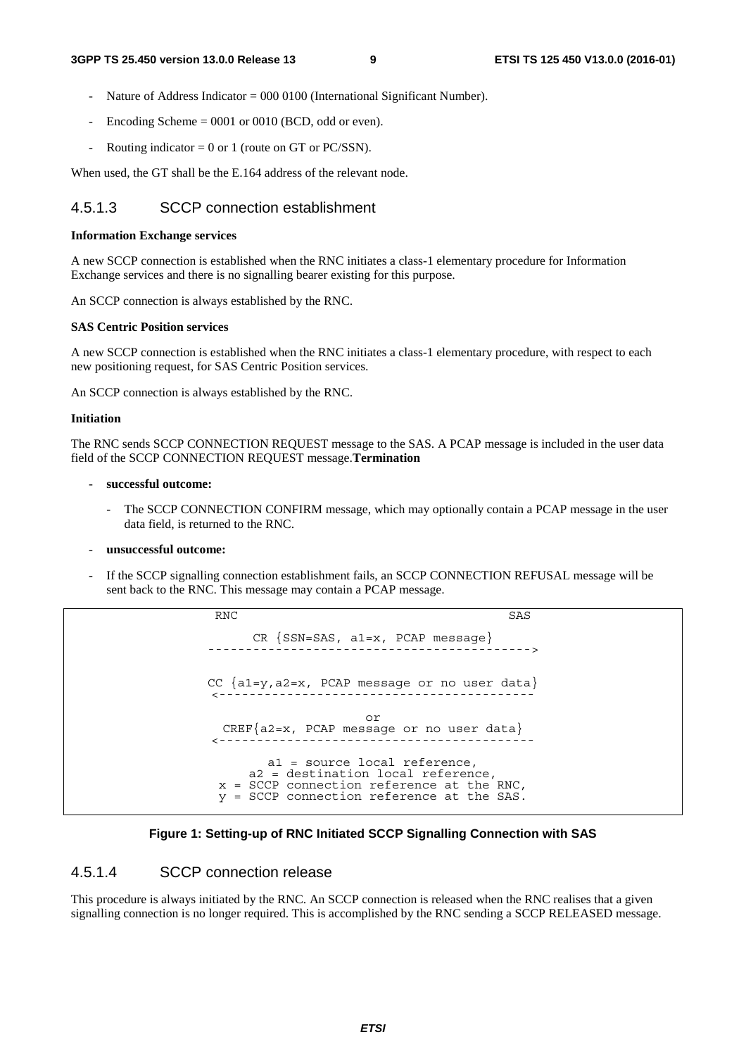- Nature of Address Indicator = 000 0100 (International Significant Number).
- Encoding Scheme = 0001 or 0010 (BCD, odd or even).
- Routing indicator = 0 or 1 (route on GT or PC/SSN).

When used, the GT shall be the E.164 address of the relevant node.

#### 4.5.1.3 SCCP connection establishment

**Information Exchange services**

A new SCCP connection is established when the RNC initiates a class-1 elementary procedure for Information Exchange services and there is no signalling bearer existing for this purpose.

An SCCP connection is always established by the RNC.

**SAS Centric Position services**

A new SCCP connection is established when the RNC initiates a class-1 elementary procedure, with respect to each new positioning request, for SAS Centric Position services.

An SCCP connection is always established by the RNC.

**Initiation**

The RNC sends SCCP CONNECTION REQUEST message to the SAS. A PCAP message is included in the user data field of the SCCP CONNECTION REQUEST message.**Termination**

- **successful outcome:**
  - The SCCP CONNECTION CONFIRM message, which may optionally contain a PCAP message in the user data field, is returned to the RNC.
- **unsuccessful outcome:**
- If the SCCP signalling connection establishment fails, an SCCP CONNECTION REFUSAL message will be sent back to the RNC. This message may contain a PCAP message.

```
 RNC                                              SAS

        CR {SSN=SAS, a1=x, PCAP message}
------------------------------------------------>


CC {a1=y,a2=x, PCAP message or no user data}
<------------------------------------------------

                      or
  CREF{a2=x, PCAP message or no user data}
<------------------------------------------------

         a1 = source local reference,
      a2 = destination local reference,
  x = SCCP connection reference at the RNC,
  y = SCCP connection reference at the SAS.
```

**Figure 1: Setting-up of RNC Initiated SCCP Signalling Connection with SAS**

#### 4.5.1.4 SCCP connection release

This procedure is always initiated by the RNC. An SCCP connection is released when the RNC realises that a given signalling connection is no longer required. This is accomplished by the RNC sending a SCCP RELEASED message.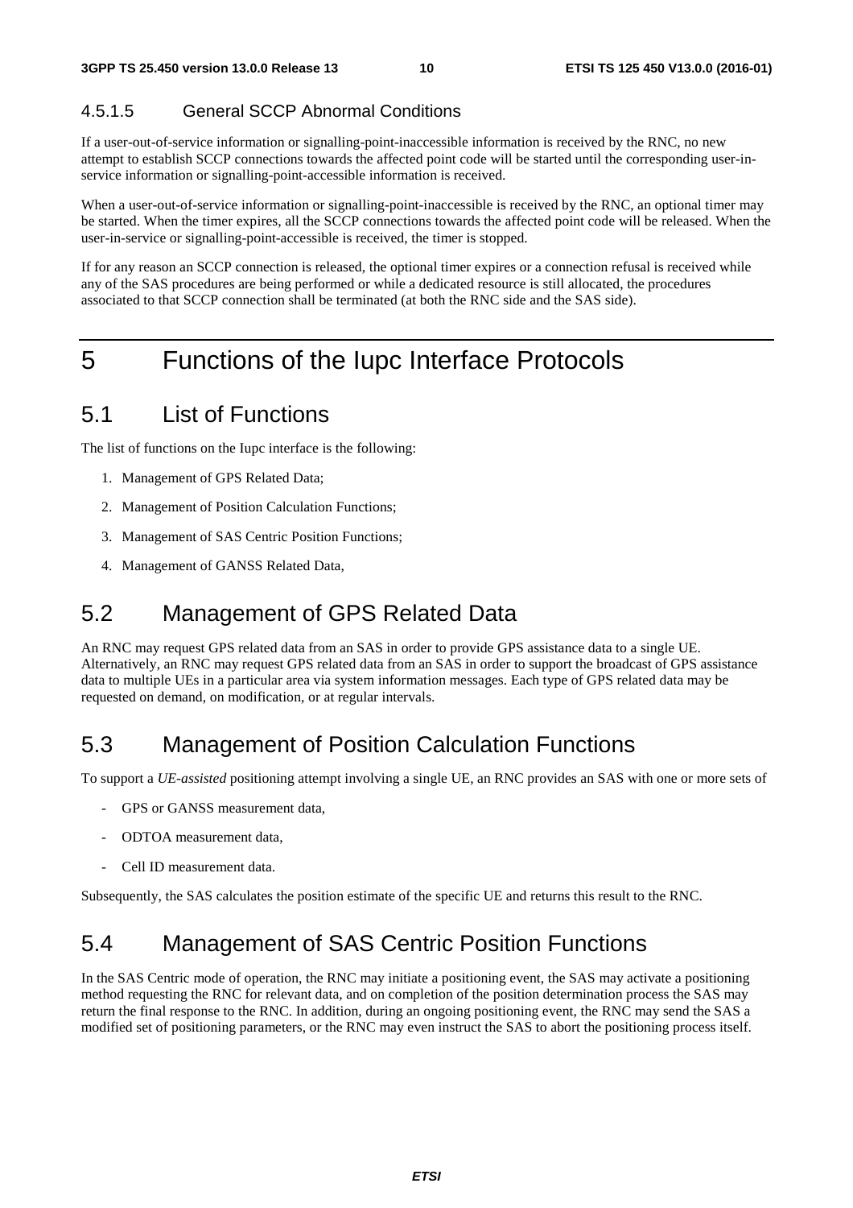#### 4.5.1.5 General SCCP Abnormal Conditions

If a user-out-of-service information or signalling-point-inaccessible information is received by the RNC, no new attempt to establish SCCP connections towards the affected point code will be started until the corresponding user-in-service information or signalling-point-accessible information is received.

When a user-out-of-service information or signalling-point-inaccessible is received by the RNC, an optional timer may be started. When the timer expires, all the SCCP connections towards the affected point code will be released. When the user-in-service or signalling-point-accessible is received, the timer is stopped.

If for any reason an SCCP connection is released, the optional timer expires or a connection refusal is received while any of the SAS procedures are being performed or while a dedicated resource is still allocated, the procedures associated to that SCCP connection shall be terminated (at both the RNC side and the SAS side).

# 5 Functions of the Iupc Interface Protocols

## 5.1 List of Functions

The list of functions on the Iupc interface is the following:

1. Management of GPS Related Data;
2. Management of Position Calculation Functions;
3. Management of SAS Centric Position Functions;
4. Management of GANSS Related Data,

## 5.2 Management of GPS Related Data

An RNC may request GPS related data from an SAS in order to provide GPS assistance data to a single UE. Alternatively, an RNC may request GPS related data from an SAS in order to support the broadcast of GPS assistance data to multiple UEs in a particular area via system information messages. Each type of GPS related data may be requested on demand, on modification, or at regular intervals.

## 5.3 Management of Position Calculation Functions

To support a *UE-assisted* positioning attempt involving a single UE, an RNC provides an SAS with one or more sets of

- GPS or GANSS measurement data,
- ODTOA measurement data,
- Cell ID measurement data.

Subsequently, the SAS calculates the position estimate of the specific UE and returns this result to the RNC.

## 5.4 Management of SAS Centric Position Functions

In the SAS Centric mode of operation, the RNC may initiate a positioning event, the SAS may activate a positioning method requesting the RNC for relevant data, and on completion of the position determination process the SAS may return the final response to the RNC. In addition, during an ongoing positioning event, the RNC may send the SAS a modified set of positioning parameters, or the RNC may even instruct the SAS to abort the positioning process itself.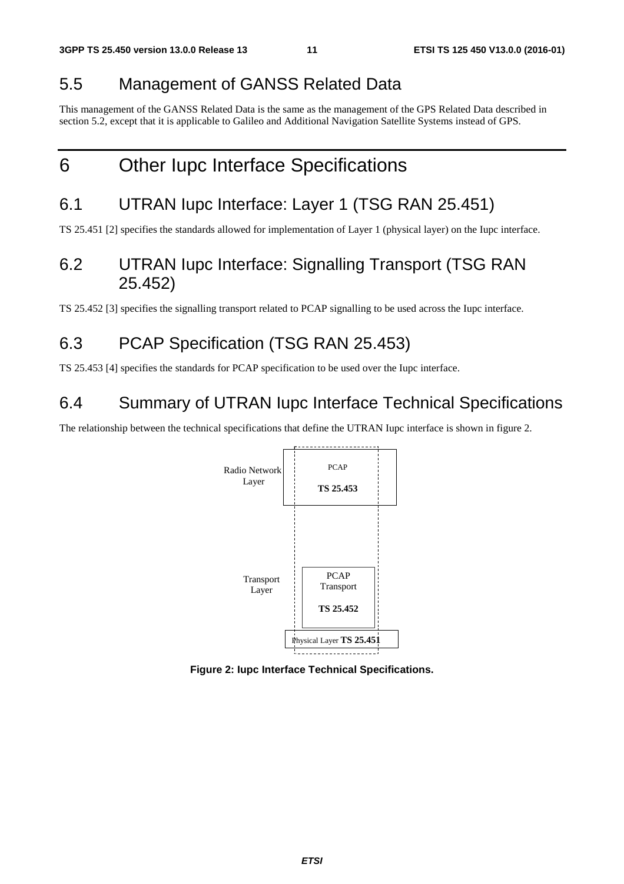## 5.5 Management of GANSS Related Data

This management of the GANSS Related Data is the same as the management of the GPS Related Data described in section 5.2, except that it is applicable to Galileo and Additional Navigation Satellite Systems instead of GPS.

# 6 Other Iupc Interface Specifications

## 6.1 UTRAN Iupc Interface: Layer 1 (TSG RAN 25.451)

TS 25.451 [2] specifies the standards allowed for implementation of Layer 1 (physical layer) on the Iupc interface.

## 6.2 UTRAN Iupc Interface: Signalling Transport (TSG RAN 25.452)

TS 25.452 [3] specifies the signalling transport related to PCAP signalling to be used across the Iupc interface.

## 6.3 PCAP Specification (TSG RAN 25.453)

TS 25.453 [4] specifies the standards for PCAP specification to be used over the Iupc interface.

## 6.4 Summary of UTRAN Iupc Interface Technical Specifications

The relationship between the technical specifications that define the UTRAN Iupc interface is shown in figure 2.

Radio Network Layer

PCAP

**TS 25.453**

Transport Layer

PCAP Transport

**TS 25.452**

Physical Layer **TS 25.451**

**Figure 2: Iupc Interface Technical Specifications.**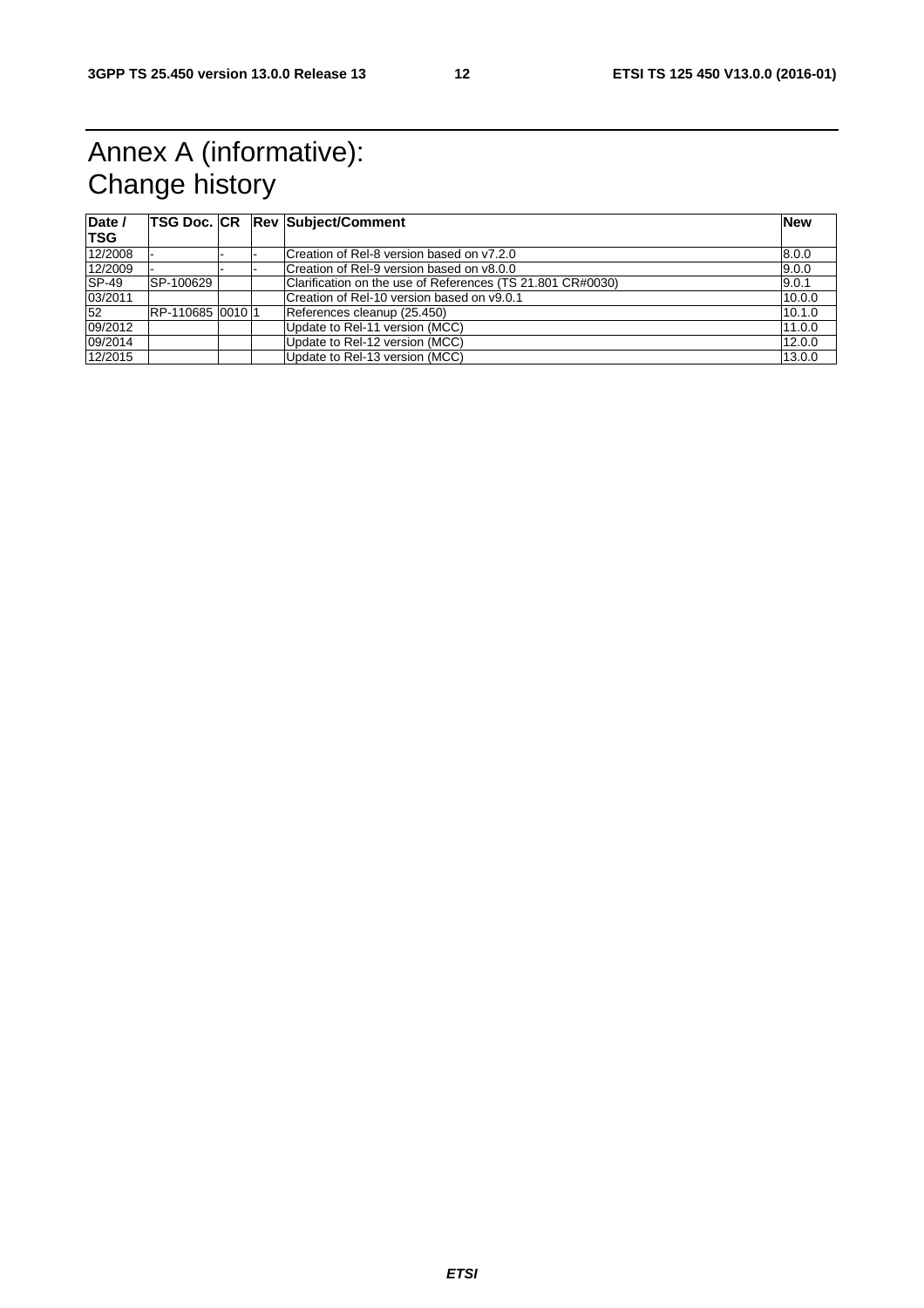# Annex A (informative): Change history

| Date / TSG | TSG Doc. | CR | Rev | Subject/Comment | New |
|---|---|---|---|---|---|
| 12/2008 | - | - | - | Creation of Rel-8 version based on v7.2.0 | 8.0.0 |
| 12/2009 | - | - | - | Creation of Rel-9 version based on v8.0.0 | 9.0.0 |
| SP-49 | SP-100629 | | | Clarification on the use of References (TS 21.801 CR#0030) | 9.0.1 |
| 03/2011 | | | | Creation of Rel-10 version based on v9.0.1 | 10.0.0 |
| 52 | RP-110685 | 0010 | 1 | References cleanup (25.450) | 10.1.0 |
| 09/2012 | | | | Update to Rel-11 version (MCC) | 11.0.0 |
| 09/2014 | | | | Update to Rel-12 version (MCC) | 12.0.0 |
| 12/2015 | | | | Update to Rel-13 version (MCC) | 13.0.0 |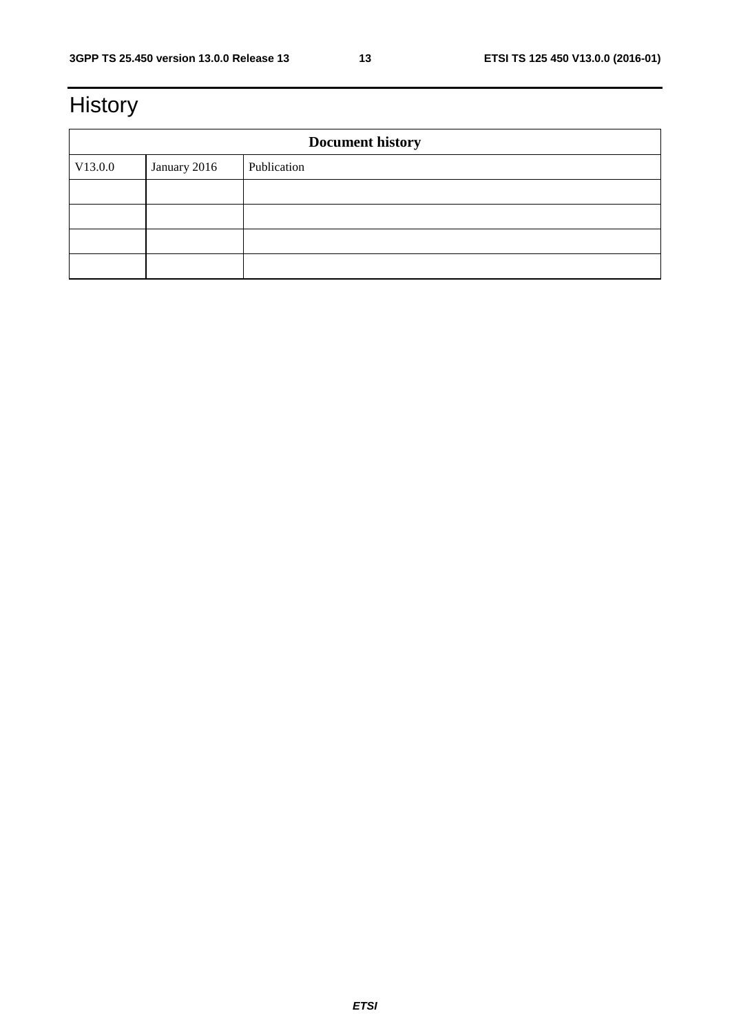# History

| Document history | | |
|---|---|---|
| V13.0.0 | January 2016 | Publication |
| | | |
| | | |
| | | |
| | | |